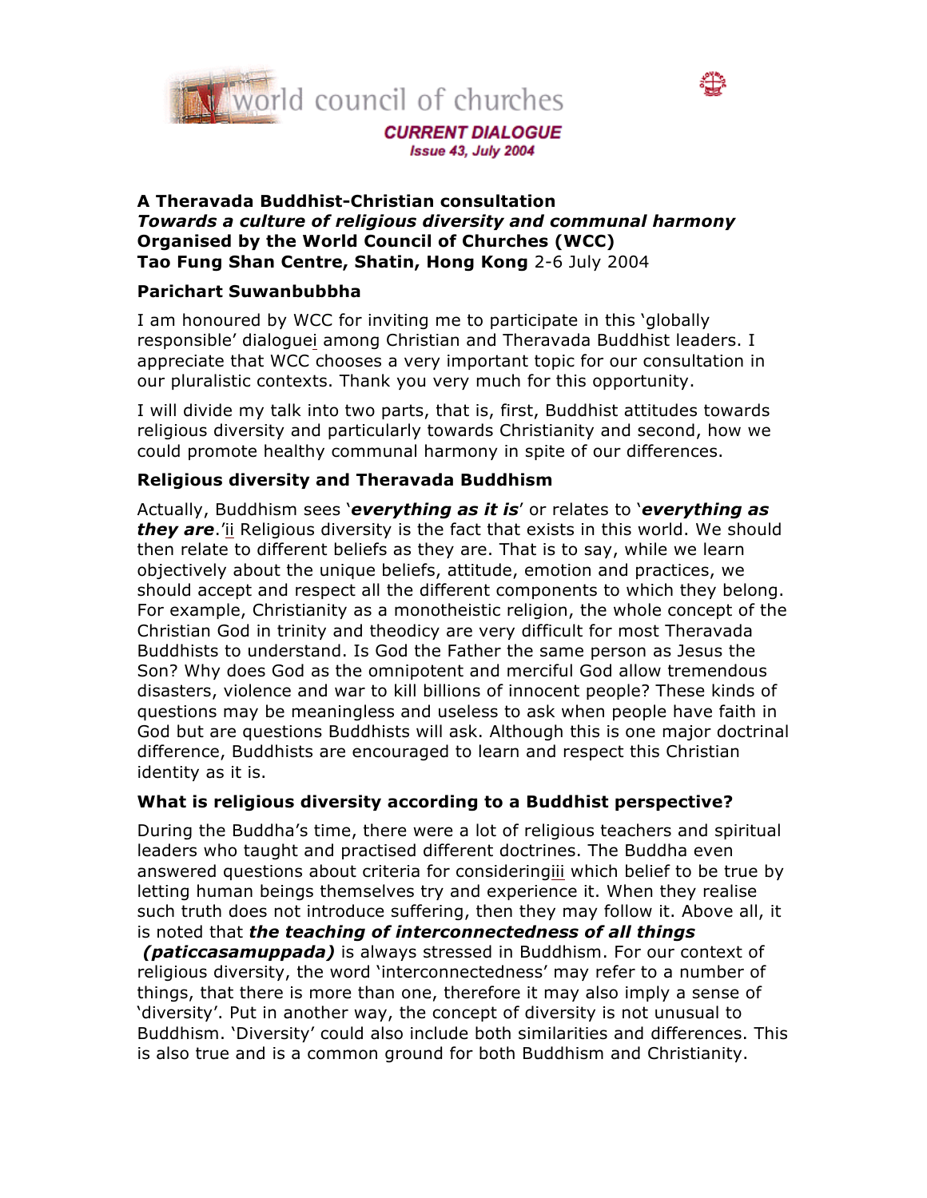world council of churches

**CURRENT DIALOGUE**
*Issue 43, July 2004*

**A Theravada Buddhist-Christian consultation**
***Towards a culture of religious diversity and communal harmony***
**Organised by the World Council of Churches (WCC)**
**Tao Fung Shan Centre, Shatin, Hong Kong** 2-6 July 2004

**Parichart Suwanbubbha**

I am honoured by WCC for inviting me to participate in this 'globally responsible' dialogue[i] among Christian and Theravada Buddhist leaders. I appreciate that WCC chooses a very important topic for our consultation in our pluralistic contexts. Thank you very much for this opportunity.

I will divide my talk into two parts, that is, first, Buddhist attitudes towards religious diversity and particularly towards Christianity and second, how we could promote healthy communal harmony in spite of our differences.

### Religious diversity and Theravada Buddhism

Actually, Buddhism sees '***everything as it is***' or relates to '***everything as they are***.'[ii] Religious diversity is the fact that exists in this world. We should then relate to different beliefs as they are. That is to say, while we learn objectively about the unique beliefs, attitude, emotion and practices, we should accept and respect all the different components to which they belong. For example, Christianity as a monotheistic religion, the whole concept of the Christian God in trinity and theodicy are very difficult for most Theravada Buddhists to understand. Is God the Father the same person as Jesus the Son? Why does God as the omnipotent and merciful God allow tremendous disasters, violence and war to kill billions of innocent people? These kinds of questions may be meaningless and useless to ask when people have faith in God but are questions Buddhists will ask. Although this is one major doctrinal difference, Buddhists are encouraged to learn and respect this Christian identity as it is.

### What is religious diversity according to a Buddhist perspective?

During the Buddha's time, there were a lot of religious teachers and spiritual leaders who taught and practised different doctrines. The Buddha even answered questions about criteria for considering[iii] which belief to be true by letting human beings themselves try and experience it. When they realise such truth does not introduce suffering, then they may follow it. Above all, it is noted that ***the teaching of interconnectedness of all things (paticcasamuppada)*** is always stressed in Buddhism. For our context of religious diversity, the word 'interconnectedness' may refer to a number of things, that there is more than one, therefore it may also imply a sense of 'diversity'. Put in another way, the concept of diversity is not unusual to Buddhism. 'Diversity' could also include both similarities and differences. This is also true and is a common ground for both Buddhism and Christianity.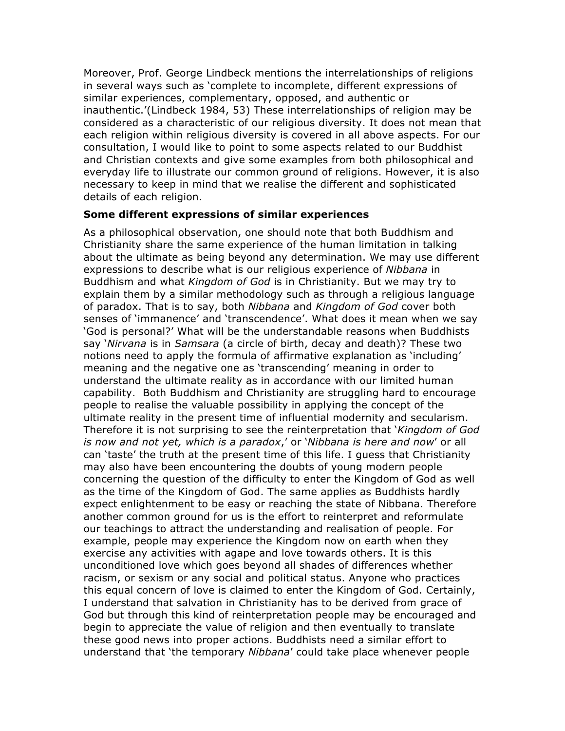Moreover, Prof. George Lindbeck mentions the interrelationships of religions in several ways such as 'complete to incomplete, different expressions of similar experiences, complementary, opposed, and authentic or inauthentic.'(Lindbeck 1984, 53) These interrelationships of religion may be considered as a characteristic of our religious diversity. It does not mean that each religion within religious diversity is covered in all above aspects. For our consultation, I would like to point to some aspects related to our Buddhist and Christian contexts and give some examples from both philosophical and everyday life to illustrate our common ground of religions. However, it is also necessary to keep in mind that we realise the different and sophisticated details of each religion.

**Some different expressions of similar experiences**

As a philosophical observation, one should note that both Buddhism and Christianity share the same experience of the human limitation in talking about the ultimate as being beyond any determination. We may use different expressions to describe what is our religious experience of *Nibbana* in Buddhism and what *Kingdom of God* is in Christianity. But we may try to explain them by a similar methodology such as through a religious language of paradox. That is to say, both *Nibbana* and *Kingdom of God* cover both senses of 'immanence' and 'transcendence'. What does it mean when we say 'God is personal?' What will be the understandable reasons when Buddhists say '*Nirvana* is in *Samsara* (a circle of birth, decay and death)? These two notions need to apply the formula of affirmative explanation as 'including' meaning and the negative one as 'transcending' meaning in order to understand the ultimate reality as in accordance with our limited human capability. Both Buddhism and Christianity are struggling hard to encourage people to realise the valuable possibility in applying the concept of the ultimate reality in the present time of influential modernity and secularism. Therefore it is not surprising to see the reinterpretation that '*Kingdom of God is now and not yet, which is a paradox*,' or '*Nibbana is here and now*' or all can 'taste' the truth at the present time of this life. I guess that Christianity may also have been encountering the doubts of young modern people concerning the question of the difficulty to enter the Kingdom of God as well as the time of the Kingdom of God. The same applies as Buddhists hardly expect enlightenment to be easy or reaching the state of Nibbana. Therefore another common ground for us is the effort to reinterpret and reformulate our teachings to attract the understanding and realisation of people. For example, people may experience the Kingdom now on earth when they exercise any activities with agape and love towards others. It is this unconditioned love which goes beyond all shades of differences whether racism, or sexism or any social and political status. Anyone who practices this equal concern of love is claimed to enter the Kingdom of God. Certainly, I understand that salvation in Christianity has to be derived from grace of God but through this kind of reinterpretation people may be encouraged and begin to appreciate the value of religion and then eventually to translate these good news into proper actions. Buddhists need a similar effort to understand that 'the temporary *Nibbana*' could take place whenever people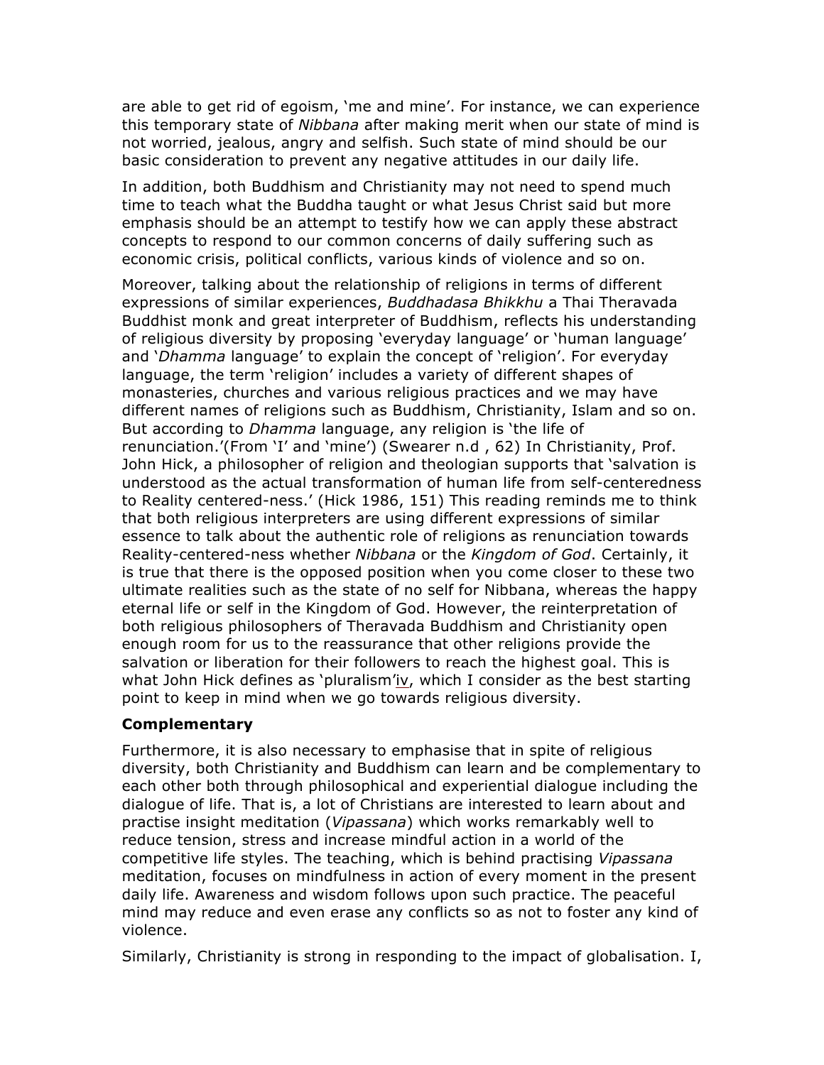are able to get rid of egoism, 'me and mine'. For instance, we can experience this temporary state of *Nibbana* after making merit when our state of mind is not worried, jealous, angry and selfish. Such state of mind should be our basic consideration to prevent any negative attitudes in our daily life.

In addition, both Buddhism and Christianity may not need to spend much time to teach what the Buddha taught or what Jesus Christ said but more emphasis should be an attempt to testify how we can apply these abstract concepts to respond to our common concerns of daily suffering such as economic crisis, political conflicts, various kinds of violence and so on.

Moreover, talking about the relationship of religions in terms of different expressions of similar experiences, *Buddhadasa Bhikkhu* a Thai Theravada Buddhist monk and great interpreter of Buddhism, reflects his understanding of religious diversity by proposing 'everyday language' or 'human language' and '*Dhamma* language' to explain the concept of 'religion'. For everyday language, the term 'religion' includes a variety of different shapes of monasteries, churches and various religious practices and we may have different names of religions such as Buddhism, Christianity, Islam and so on. But according to *Dhamma* language, any religion is 'the life of renunciation.'(From 'I' and 'mine') (Swearer n.d , 62) In Christianity, Prof. John Hick, a philosopher of religion and theologian supports that 'salvation is understood as the actual transformation of human life from self-centeredness to Reality centered-ness.' (Hick 1986, 151) This reading reminds me to think that both religious interpreters are using different expressions of similar essence to talk about the authentic role of religions as renunciation towards Reality-centered-ness whether *Nibbana* or the *Kingdom of God*. Certainly, it is true that there is the opposed position when you come closer to these two ultimate realities such as the state of no self for Nibbana, whereas the happy eternal life or self in the Kingdom of God. However, the reinterpretation of both religious philosophers of Theravada Buddhism and Christianity open enough room for us to the reassurance that other religions provide the salvation or liberation for their followers to reach the highest goal. This is what John Hick defines as 'pluralism'[iv], which I consider as the best starting point to keep in mind when we go towards religious diversity.

**Complementary**

Furthermore, it is also necessary to emphasise that in spite of religious diversity, both Christianity and Buddhism can learn and be complementary to each other both through philosophical and experiential dialogue including the dialogue of life. That is, a lot of Christians are interested to learn about and practise insight meditation (*Vipassana*) which works remarkably well to reduce tension, stress and increase mindful action in a world of the competitive life styles. The teaching, which is behind practising *Vipassana* meditation, focuses on mindfulness in action of every moment in the present daily life. Awareness and wisdom follows upon such practice. The peaceful mind may reduce and even erase any conflicts so as not to foster any kind of violence.

Similarly, Christianity is strong in responding to the impact of globalisation. I,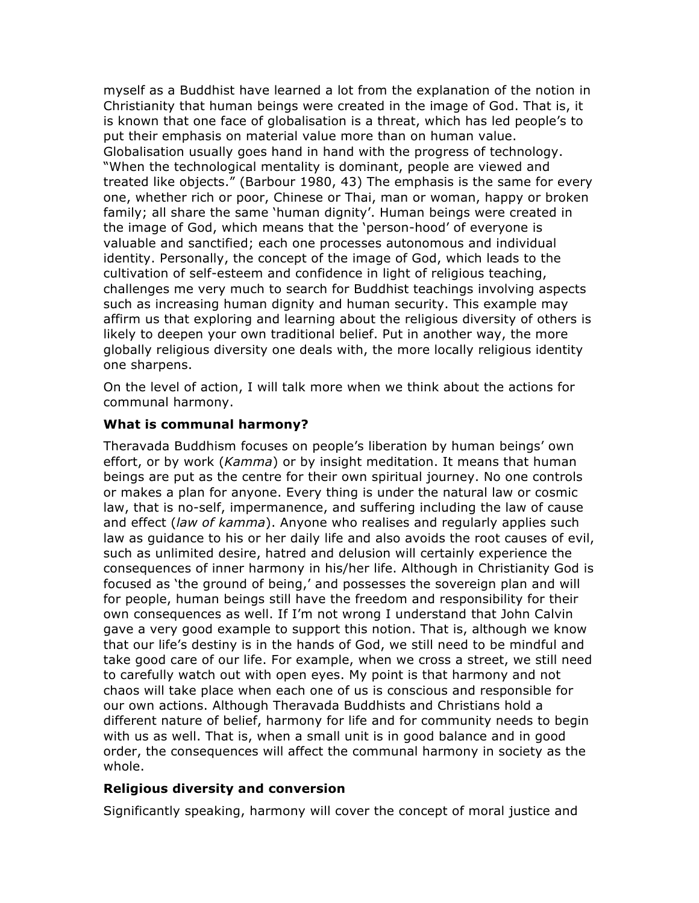myself as a Buddhist have learned a lot from the explanation of the notion in Christianity that human beings were created in the image of God. That is, it is known that one face of globalisation is a threat, which has led people's to put their emphasis on material value more than on human value. Globalisation usually goes hand in hand with the progress of technology. "When the technological mentality is dominant, people are viewed and treated like objects." (Barbour 1980, 43) The emphasis is the same for every one, whether rich or poor, Chinese or Thai, man or woman, happy or broken family; all share the same 'human dignity'. Human beings were created in the image of God, which means that the 'person-hood' of everyone is valuable and sanctified; each one processes autonomous and individual identity. Personally, the concept of the image of God, which leads to the cultivation of self-esteem and confidence in light of religious teaching, challenges me very much to search for Buddhist teachings involving aspects such as increasing human dignity and human security. This example may affirm us that exploring and learning about the religious diversity of others is likely to deepen your own traditional belief. Put in another way, the more globally religious diversity one deals with, the more locally religious identity one sharpens.

On the level of action, I will talk more when we think about the actions for communal harmony.

### What is communal harmony?

Theravada Buddhism focuses on people's liberation by human beings' own effort, or by work (*Kamma*) or by insight meditation. It means that human beings are put as the centre for their own spiritual journey. No one controls or makes a plan for anyone. Every thing is under the natural law or cosmic law, that is no-self, impermanence, and suffering including the law of cause and effect (*law of kamma*). Anyone who realises and regularly applies such law as guidance to his or her daily life and also avoids the root causes of evil, such as unlimited desire, hatred and delusion will certainly experience the consequences of inner harmony in his/her life. Although in Christianity God is focused as 'the ground of being,' and possesses the sovereign plan and will for people, human beings still have the freedom and responsibility for their own consequences as well. If I'm not wrong I understand that John Calvin gave a very good example to support this notion. That is, although we know that our life's destiny is in the hands of God, we still need to be mindful and take good care of our life. For example, when we cross a street, we still need to carefully watch out with open eyes. My point is that harmony and not chaos will take place when each one of us is conscious and responsible for our own actions. Although Theravada Buddhists and Christians hold a different nature of belief, harmony for life and for community needs to begin with us as well. That is, when a small unit is in good balance and in good order, the consequences will affect the communal harmony in society as the whole.

### Religious diversity and conversion

Significantly speaking, harmony will cover the concept of moral justice and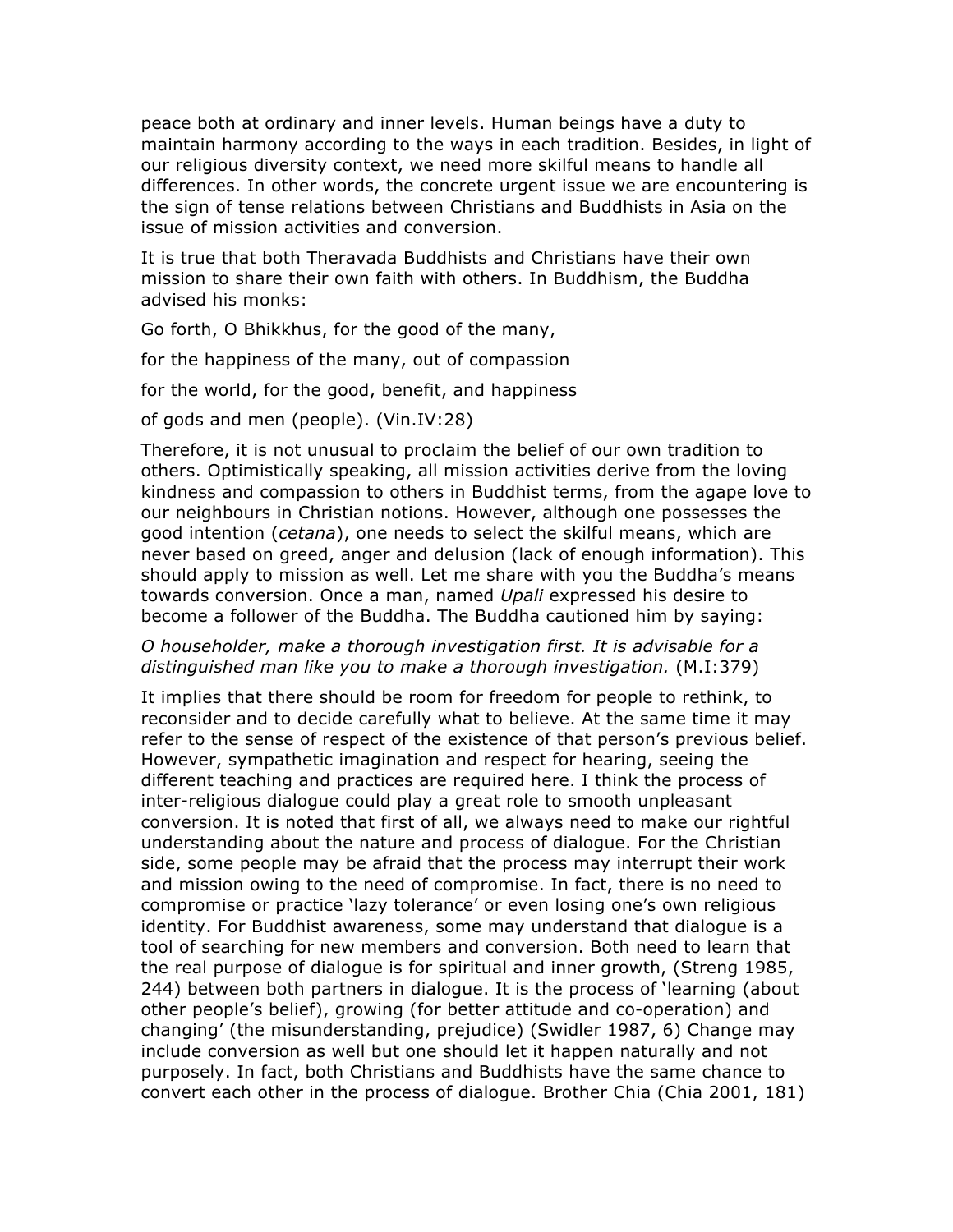peace both at ordinary and inner levels. Human beings have a duty to maintain harmony according to the ways in each tradition. Besides, in light of our religious diversity context, we need more skilful means to handle all differences. In other words, the concrete urgent issue we are encountering is the sign of tense relations between Christians and Buddhists in Asia on the issue of mission activities and conversion.

It is true that both Theravada Buddhists and Christians have their own mission to share their own faith with others. In Buddhism, the Buddha advised his monks:

Go forth, O Bhikkhus, for the good of the many,

for the happiness of the many, out of compassion

for the world, for the good, benefit, and happiness

of gods and men (people). (Vin.IV:28)

Therefore, it is not unusual to proclaim the belief of our own tradition to others. Optimistically speaking, all mission activities derive from the loving kindness and compassion to others in Buddhist terms, from the agape love to our neighbours in Christian notions. However, although one possesses the good intention (*cetana*), one needs to select the skilful means, which are never based on greed, anger and delusion (lack of enough information). This should apply to mission as well. Let me share with you the Buddha's means towards conversion. Once a man, named *Upali* expressed his desire to become a follower of the Buddha. The Buddha cautioned him by saying:

*O householder, make a thorough investigation first. It is advisable for a distinguished man like you to make a thorough investigation.* (M.I:379)

It implies that there should be room for freedom for people to rethink, to reconsider and to decide carefully what to believe. At the same time it may refer to the sense of respect of the existence of that person's previous belief. However, sympathetic imagination and respect for hearing, seeing the different teaching and practices are required here. I think the process of inter-religious dialogue could play a great role to smooth unpleasant conversion. It is noted that first of all, we always need to make our rightful understanding about the nature and process of dialogue. For the Christian side, some people may be afraid that the process may interrupt their work and mission owing to the need of compromise. In fact, there is no need to compromise or practice 'lazy tolerance' or even losing one's own religious identity. For Buddhist awareness, some may understand that dialogue is a tool of searching for new members and conversion. Both need to learn that the real purpose of dialogue is for spiritual and inner growth, (Streng 1985, 244) between both partners in dialogue. It is the process of 'learning (about other people's belief), growing (for better attitude and co-operation) and changing' (the misunderstanding, prejudice) (Swidler 1987, 6) Change may include conversion as well but one should let it happen naturally and not purposely. In fact, both Christians and Buddhists have the same chance to convert each other in the process of dialogue. Brother Chia (Chia 2001, 181)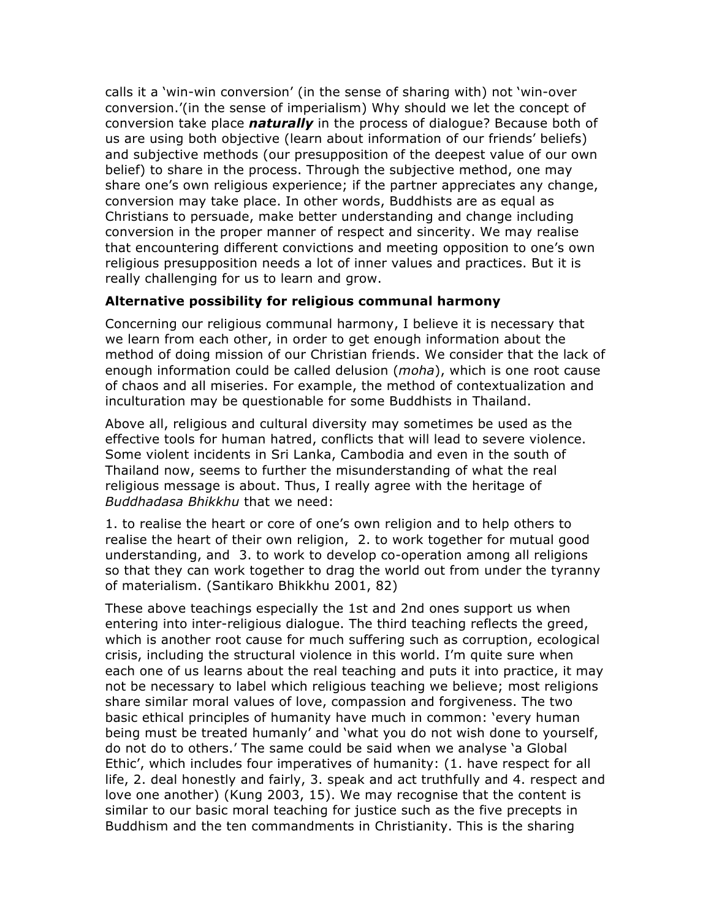calls it a 'win-win conversion' (in the sense of sharing with) not 'win-over conversion.'(in the sense of imperialism) Why should we let the concept of conversion take place ***naturally*** in the process of dialogue? Because both of us are using both objective (learn about information of our friends' beliefs) and subjective methods (our presupposition of the deepest value of our own belief) to share in the process. Through the subjective method, one may share one's own religious experience; if the partner appreciates any change, conversion may take place. In other words, Buddhists are as equal as Christians to persuade, make better understanding and change including conversion in the proper manner of respect and sincerity. We may realise that encountering different convictions and meeting opposition to one's own religious presupposition needs a lot of inner values and practices. But it is really challenging for us to learn and grow.

**Alternative possibility for religious communal harmony**

Concerning our religious communal harmony, I believe it is necessary that we learn from each other, in order to get enough information about the method of doing mission of our Christian friends. We consider that the lack of enough information could be called delusion (*moha*), which is one root cause of chaos and all miseries. For example, the method of contextualization and inculturation may be questionable for some Buddhists in Thailand.

Above all, religious and cultural diversity may sometimes be used as the effective tools for human hatred, conflicts that will lead to severe violence. Some violent incidents in Sri Lanka, Cambodia and even in the south of Thailand now, seems to further the misunderstanding of what the real religious message is about. Thus, I really agree with the heritage of *Buddhadasa Bhikkhu* that we need:

1. to realise the heart or core of one's own religion and to help others to realise the heart of their own religion, 2. to work together for mutual good understanding, and 3. to work to develop co-operation among all religions so that they can work together to drag the world out from under the tyranny of materialism. (Santikaro Bhikkhu 2001, 82)

These above teachings especially the 1st and 2nd ones support us when entering into inter-religious dialogue. The third teaching reflects the greed, which is another root cause for much suffering such as corruption, ecological crisis, including the structural violence in this world. I'm quite sure when each one of us learns about the real teaching and puts it into practice, it may not be necessary to label which religious teaching we believe; most religions share similar moral values of love, compassion and forgiveness. The two basic ethical principles of humanity have much in common: 'every human being must be treated humanly' and 'what you do not wish done to yourself, do not do to others.' The same could be said when we analyse 'a Global Ethic', which includes four imperatives of humanity: (1. have respect for all life, 2. deal honestly and fairly, 3. speak and act truthfully and 4. respect and love one another) (Kung 2003, 15). We may recognise that the content is similar to our basic moral teaching for justice such as the five precepts in Buddhism and the ten commandments in Christianity. This is the sharing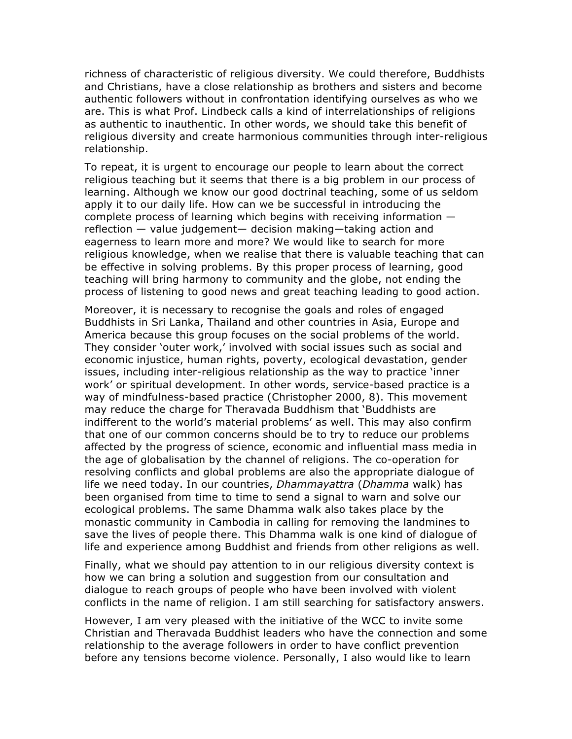richness of characteristic of religious diversity. We could therefore, Buddhists and Christians, have a close relationship as brothers and sisters and become authentic followers without in confrontation identifying ourselves as who we are. This is what Prof. Lindbeck calls a kind of interrelationships of religions as authentic to inauthentic. In other words, we should take this benefit of religious diversity and create harmonious communities through inter-religious relationship.

To repeat, it is urgent to encourage our people to learn about the correct religious teaching but it seems that there is a big problem in our process of learning. Although we know our good doctrinal teaching, some of us seldom apply it to our daily life. How can we be successful in introducing the complete process of learning which begins with receiving information — reflection — value judgement— decision making—taking action and eagerness to learn more and more? We would like to search for more religious knowledge, when we realise that there is valuable teaching that can be effective in solving problems. By this proper process of learning, good teaching will bring harmony to community and the globe, not ending the process of listening to good news and great teaching leading to good action.

Moreover, it is necessary to recognise the goals and roles of engaged Buddhists in Sri Lanka, Thailand and other countries in Asia, Europe and America because this group focuses on the social problems of the world. They consider 'outer work,' involved with social issues such as social and economic injustice, human rights, poverty, ecological devastation, gender issues, including inter-religious relationship as the way to practice 'inner work' or spiritual development. In other words, service-based practice is a way of mindfulness-based practice (Christopher 2000, 8). This movement may reduce the charge for Theravada Buddhism that 'Buddhists are indifferent to the world's material problems' as well. This may also confirm that one of our common concerns should be to try to reduce our problems affected by the progress of science, economic and influential mass media in the age of globalisation by the channel of religions. The co-operation for resolving conflicts and global problems are also the appropriate dialogue of life we need today. In our countries, *Dhammayattra* (*Dhamma* walk) has been organised from time to time to send a signal to warn and solve our ecological problems. The same Dhamma walk also takes place by the monastic community in Cambodia in calling for removing the landmines to save the lives of people there. This Dhamma walk is one kind of dialogue of life and experience among Buddhist and friends from other religions as well.

Finally, what we should pay attention to in our religious diversity context is how we can bring a solution and suggestion from our consultation and dialogue to reach groups of people who have been involved with violent conflicts in the name of religion. I am still searching for satisfactory answers.

However, I am very pleased with the initiative of the WCC to invite some Christian and Theravada Buddhist leaders who have the connection and some relationship to the average followers in order to have conflict prevention before any tensions become violence. Personally, I also would like to learn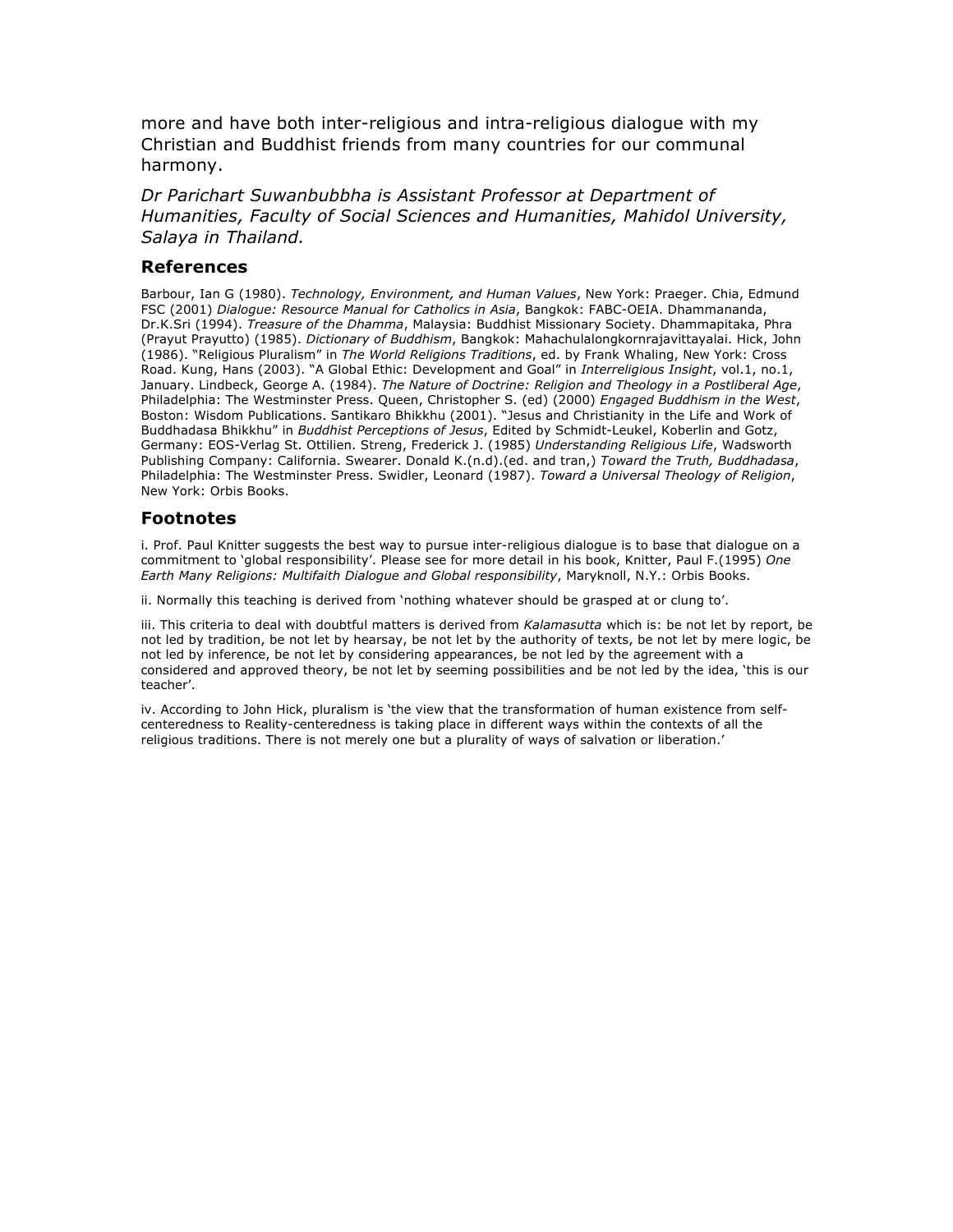more and have both inter-religious and intra-religious dialogue with my Christian and Buddhist friends from many countries for our communal harmony.

*Dr Parichart Suwanbubbha is Assistant Professor at Department of Humanities, Faculty of Social Sciences and Humanities, Mahidol University, Salaya in Thailand.*

## References

Barbour, Ian G (1980). *Technology, Environment, and Human Values*, New York: Praeger. Chia, Edmund FSC (2001) *Dialogue: Resource Manual for Catholics in Asia*, Bangkok: FABC-OEIA. Dhammananda, Dr.K.Sri (1994). *Treasure of the Dhamma*, Malaysia: Buddhist Missionary Society. Dhammapitaka, Phra (Prayut Prayutto) (1985). *Dictionary of Buddhism*, Bangkok: Mahachulalongkornrajavittayalai. Hick, John (1986). "Religious Pluralism" in *The World Religions Traditions*, ed. by Frank Whaling, New York: Cross Road. Kung, Hans (2003). "A Global Ethic: Development and Goal" in *Interreligious Insight*, vol.1, no.1, January. Lindbeck, George A. (1984). *The Nature of Doctrine: Religion and Theology in a Postliberal Age*, Philadelphia: The Westminster Press. Queen, Christopher S. (ed) (2000) *Engaged Buddhism in the West*, Boston: Wisdom Publications. Santikaro Bhikkhu (2001). "Jesus and Christianity in the Life and Work of Buddhadasa Bhikkhu" in *Buddhist Perceptions of Jesus*, Edited by Schmidt-Leukel, Koberlin and Gotz, Germany: EOS-Verlag St. Ottilien. Streng, Frederick J. (1985) *Understanding Religious Life*, Wadsworth Publishing Company: California. Swearer. Donald K.(n.d).(ed. and tran,) *Toward the Truth, Buddhadasa*, Philadelphia: The Westminster Press. Swidler, Leonard (1987). *Toward a Universal Theology of Religion*, New York: Orbis Books.

## Footnotes

i. Prof. Paul Knitter suggests the best way to pursue inter-religious dialogue is to base that dialogue on a commitment to 'global responsibility'. Please see for more detail in his book, Knitter, Paul F.(1995) *One Earth Many Religions: Multifaith Dialogue and Global responsibility*, Maryknoll, N.Y.: Orbis Books.

ii. Normally this teaching is derived from 'nothing whatever should be grasped at or clung to'.

iii. This criteria to deal with doubtful matters is derived from *Kalamasutta* which is: be not let by report, be not led by tradition, be not let by hearsay, be not let by the authority of texts, be not let by mere logic, be not led by inference, be not let by considering appearances, be not led by the agreement with a considered and approved theory, be not let by seeming possibilities and be not led by the idea, 'this is our teacher'.

iv. According to John Hick, pluralism is 'the view that the transformation of human existence from self-centeredness to Reality-centeredness is taking place in different ways within the contexts of all the religious traditions. There is not merely one but a plurality of ways of salvation or liberation.'